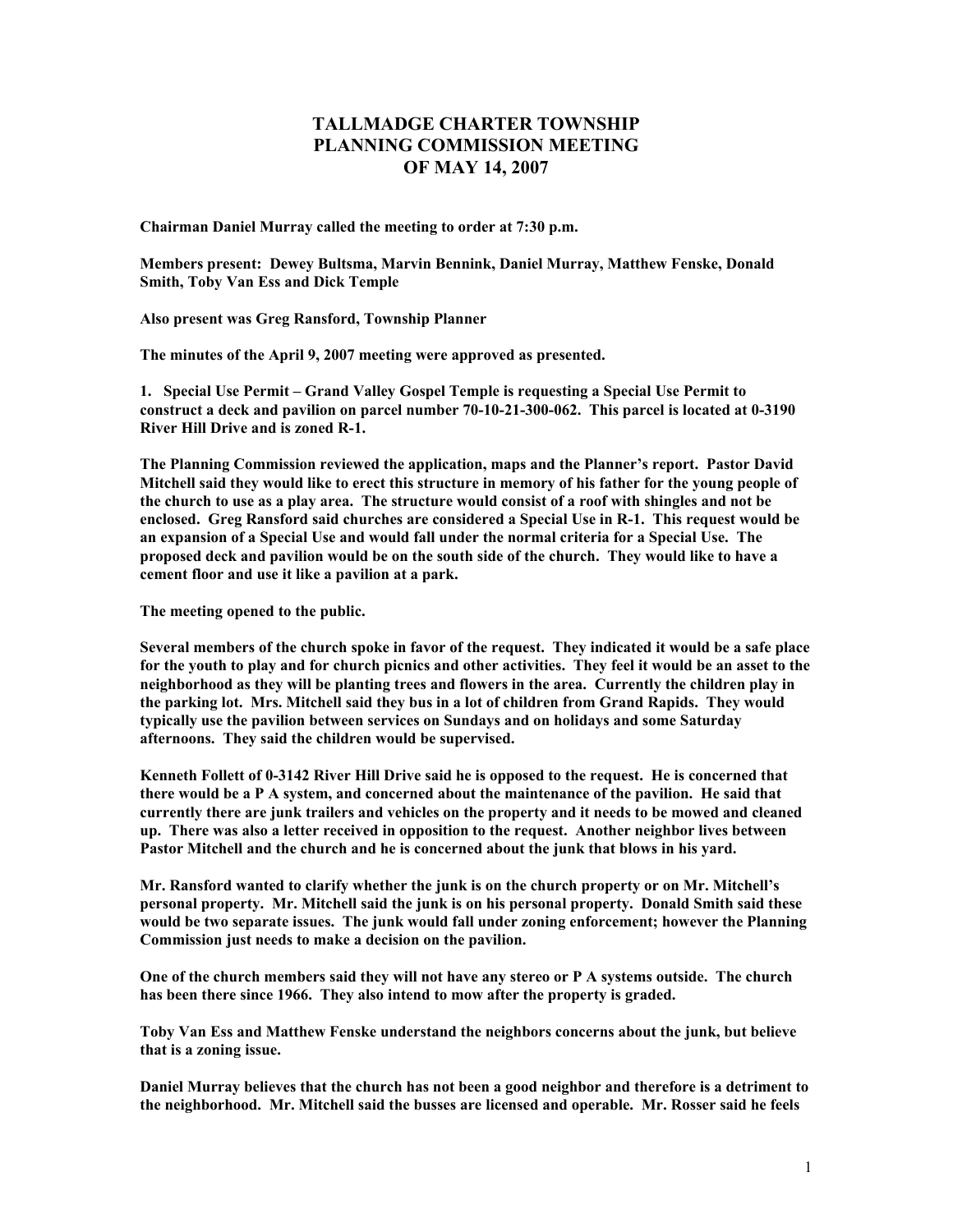# TALLMADGE CHARTER TOWNSHIP
# PLANNING COMMISSION MEETING
# OF MAY 14, 2007

**Chairman Daniel Murray called the meeting to order at 7:30 p.m.**

**Members present: Dewey Bultsma, Marvin Bennink, Daniel Murray, Matthew Fenske, Donald Smith, Toby Van Ess and Dick Temple**

**Also present was Greg Ransford, Township Planner**

**The minutes of the April 9, 2007 meeting were approved as presented.**

**1. Special Use Permit – Grand Valley Gospel Temple is requesting a Special Use Permit to construct a deck and pavilion on parcel number 70-10-21-300-062. This parcel is located at 0-3190 River Hill Drive and is zoned R-1.**

**The Planning Commission reviewed the application, maps and the Planner's report. Pastor David Mitchell said they would like to erect this structure in memory of his father for the young people of the church to use as a play area. The structure would consist of a roof with shingles and not be enclosed. Greg Ransford said churches are considered a Special Use in R-1. This request would be an expansion of a Special Use and would fall under the normal criteria for a Special Use. The proposed deck and pavilion would be on the south side of the church. They would like to have a cement floor and use it like a pavilion at a park.**

**The meeting opened to the public.**

**Several members of the church spoke in favor of the request. They indicated it would be a safe place for the youth to play and for church picnics and other activities. They feel it would be an asset to the neighborhood as they will be planting trees and flowers in the area. Currently the children play in the parking lot. Mrs. Mitchell said they bus in a lot of children from Grand Rapids. They would typically use the pavilion between services on Sundays and on holidays and some Saturday afternoons. They said the children would be supervised.**

**Kenneth Follett of 0-3142 River Hill Drive said he is opposed to the request. He is concerned that there would be a P A system, and concerned about the maintenance of the pavilion. He said that currently there are junk trailers and vehicles on the property and it needs to be mowed and cleaned up. There was also a letter received in opposition to the request. Another neighbor lives between Pastor Mitchell and the church and he is concerned about the junk that blows in his yard.**

**Mr. Ransford wanted to clarify whether the junk is on the church property or on Mr. Mitchell's personal property. Mr. Mitchell said the junk is on his personal property. Donald Smith said these would be two separate issues. The junk would fall under zoning enforcement; however the Planning Commission just needs to make a decision on the pavilion.**

**One of the church members said they will not have any stereo or P A systems outside. The church has been there since 1966. They also intend to mow after the property is graded.**

**Toby Van Ess and Matthew Fenske understand the neighbors concerns about the junk, but believe that is a zoning issue.**

**Daniel Murray believes that the church has not been a good neighbor and therefore is a detriment to the neighborhood. Mr. Mitchell said the busses are licensed and operable. Mr. Rosser said he feels**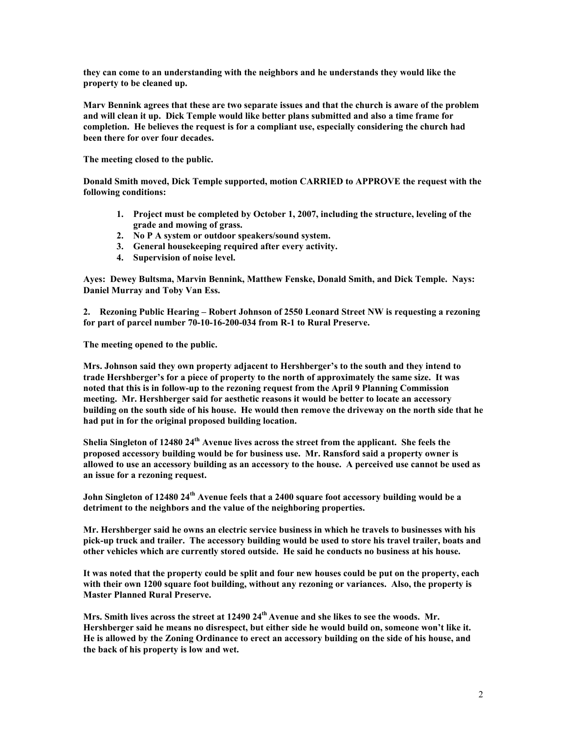**they can come to an understanding with the neighbors and he understands they would like the property to be cleaned up.**

**Marv Bennink agrees that these are two separate issues and that the church is aware of the problem and will clean it up. Dick Temple would like better plans submitted and also a time frame for completion. He believes the request is for a compliant use, especially considering the church had been there for over four decades.**

**The meeting closed to the public.**

**Donald Smith moved, Dick Temple supported, motion CARRIED to APPROVE the request with the following conditions:**

1. **Project must be completed by October 1, 2007, including the structure, leveling of the grade and mowing of grass.**
2. **No P A system or outdoor speakers/sound system.**
3. **General housekeeping required after every activity.**
4. **Supervision of noise level.**

**Ayes: Dewey Bultsma, Marvin Bennink, Matthew Fenske, Donald Smith, and Dick Temple. Nays: Daniel Murray and Toby Van Ess.**

**2. Rezoning Public Hearing – Robert Johnson of 2550 Leonard Street NW is requesting a rezoning for part of parcel number 70-10-16-200-034 from R-1 to Rural Preserve.**

**The meeting opened to the public.**

**Mrs. Johnson said they own property adjacent to Hershberger's to the south and they intend to trade Hershberger's for a piece of property to the north of approximately the same size. It was noted that this is in follow-up to the rezoning request from the April 9 Planning Commission meeting. Mr. Hershberger said for aesthetic reasons it would be better to locate an accessory building on the south side of his house. He would then remove the driveway on the north side that he had put in for the original proposed building location.**

**Shelia Singleton of 12480 24th Avenue lives across the street from the applicant. She feels the proposed accessory building would be for business use. Mr. Ransford said a property owner is allowed to use an accessory building as an accessory to the house. A perceived use cannot be used as an issue for a rezoning request.**

**John Singleton of 12480 24th Avenue feels that a 2400 square foot accessory building would be a detriment to the neighbors and the value of the neighboring properties.**

**Mr. Hershberger said he owns an electric service business in which he travels to businesses with his pick-up truck and trailer. The accessory building would be used to store his travel trailer, boats and other vehicles which are currently stored outside. He said he conducts no business at his house.**

**It was noted that the property could be split and four new houses could be put on the property, each with their own 1200 square foot building, without any rezoning or variances. Also, the property is Master Planned Rural Preserve.**

**Mrs. Smith lives across the street at 12490 24th Avenue and she likes to see the woods. Mr. Hershberger said he means no disrespect, but either side he would build on, someone won't like it. He is allowed by the Zoning Ordinance to erect an accessory building on the side of his house, and the back of his property is low and wet.**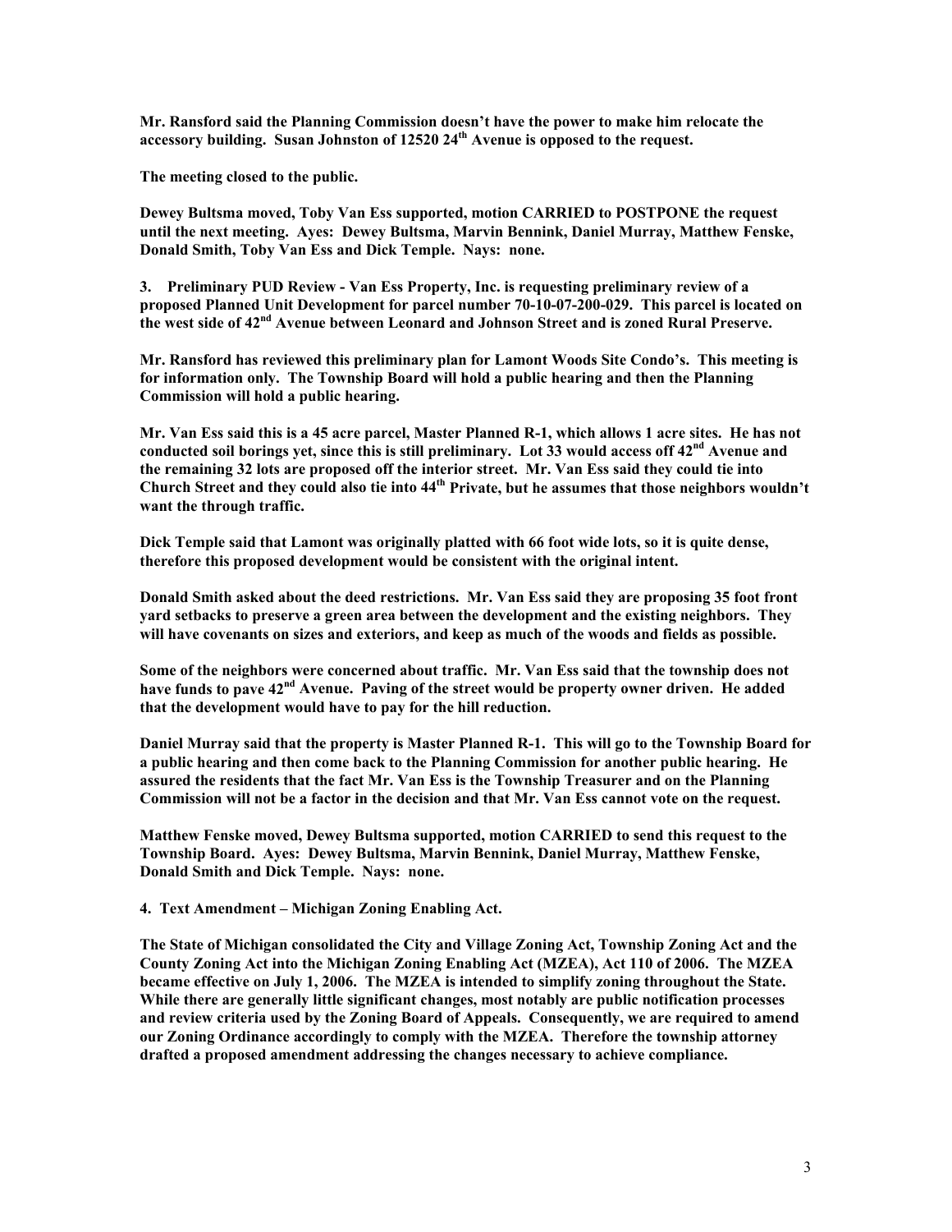**Mr. Ransford said the Planning Commission doesn't have the power to make him relocate the accessory building. Susan Johnston of 12520 24th Avenue is opposed to the request.**

**The meeting closed to the public.**

**Dewey Bultsma moved, Toby Van Ess supported, motion CARRIED to POSTPONE the request until the next meeting. Ayes: Dewey Bultsma, Marvin Bennink, Daniel Murray, Matthew Fenske, Donald Smith, Toby Van Ess and Dick Temple. Nays: none.**

**3. Preliminary PUD Review - Van Ess Property, Inc. is requesting preliminary review of a proposed Planned Unit Development for parcel number 70-10-07-200-029. This parcel is located on the west side of 42nd Avenue between Leonard and Johnson Street and is zoned Rural Preserve.**

**Mr. Ransford has reviewed this preliminary plan for Lamont Woods Site Condo's. This meeting is for information only. The Township Board will hold a public hearing and then the Planning Commission will hold a public hearing.**

**Mr. Van Ess said this is a 45 acre parcel, Master Planned R-1, which allows 1 acre sites. He has not conducted soil borings yet, since this is still preliminary. Lot 33 would access off 42nd Avenue and the remaining 32 lots are proposed off the interior street. Mr. Van Ess said they could tie into Church Street and they could also tie into 44th Private, but he assumes that those neighbors wouldn't want the through traffic.**

**Dick Temple said that Lamont was originally platted with 66 foot wide lots, so it is quite dense, therefore this proposed development would be consistent with the original intent.**

**Donald Smith asked about the deed restrictions. Mr. Van Ess said they are proposing 35 foot front yard setbacks to preserve a green area between the development and the existing neighbors. They will have covenants on sizes and exteriors, and keep as much of the woods and fields as possible.**

**Some of the neighbors were concerned about traffic. Mr. Van Ess said that the township does not have funds to pave 42nd Avenue. Paving of the street would be property owner driven. He added that the development would have to pay for the hill reduction.**

**Daniel Murray said that the property is Master Planned R-1. This will go to the Township Board for a public hearing and then come back to the Planning Commission for another public hearing. He assured the residents that the fact Mr. Van Ess is the Township Treasurer and on the Planning Commission will not be a factor in the decision and that Mr. Van Ess cannot vote on the request.**

**Matthew Fenske moved, Dewey Bultsma supported, motion CARRIED to send this request to the Township Board. Ayes: Dewey Bultsma, Marvin Bennink, Daniel Murray, Matthew Fenske, Donald Smith and Dick Temple. Nays: none.**

**4. Text Amendment – Michigan Zoning Enabling Act.**

**The State of Michigan consolidated the City and Village Zoning Act, Township Zoning Act and the County Zoning Act into the Michigan Zoning Enabling Act (MZEA), Act 110 of 2006. The MZEA became effective on July 1, 2006. The MZEA is intended to simplify zoning throughout the State. While there are generally little significant changes, most notably are public notification processes and review criteria used by the Zoning Board of Appeals. Consequently, we are required to amend our Zoning Ordinance accordingly to comply with the MZEA. Therefore the township attorney drafted a proposed amendment addressing the changes necessary to achieve compliance.**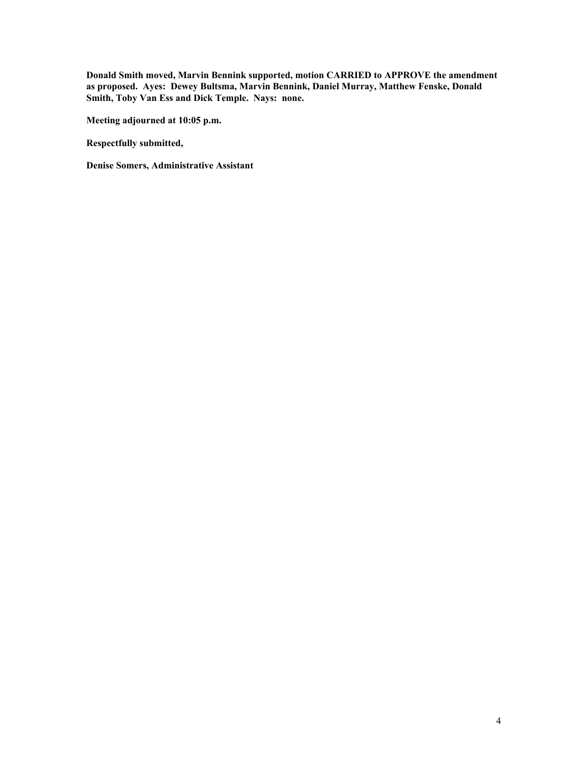**Donald Smith moved, Marvin Bennink supported, motion CARRIED to APPROVE the amendment as proposed. Ayes: Dewey Bultsma, Marvin Bennink, Daniel Murray, Matthew Fenske, Donald Smith, Toby Van Ess and Dick Temple. Nays: none.**

**Meeting adjourned at 10:05 p.m.**

**Respectfully submitted,**

**Denise Somers, Administrative Assistant**